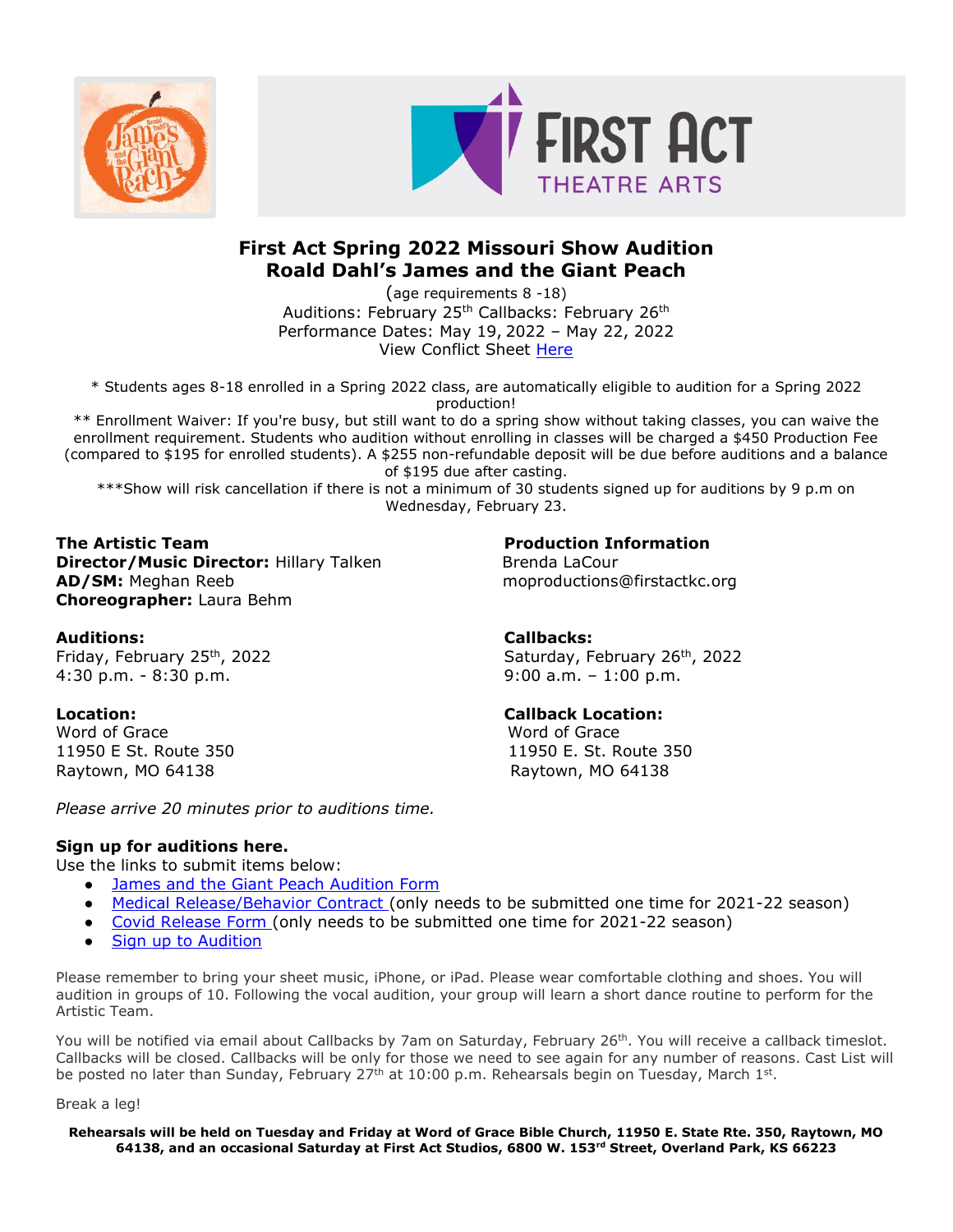# First Act Spring 2022 Missouri Show Audition
# Roald Dahl's James and the Giant Peach

(age requirements 8 -18)
Auditions: February 25th Callbacks: February 26th
Performance Dates: May 19, 2022 – May 22, 2022
View Conflict Sheet Here

* Students ages 8-18 enrolled in a Spring 2022 class, are automatically eligible to audition for a Spring 2022 production!

** Enrollment Waiver: If you're busy, but still want to do a spring show without taking classes, you can waive the enrollment requirement. Students who audition without enrolling in classes will be charged a $450 Production Fee (compared to $195 for enrolled students). A $255 non-refundable deposit will be due before auditions and a balance of $195 due after casting.

***Show will risk cancellation if there is not a minimum of 30 students signed up for auditions by 9 p.m on Wednesday, February 23.

**The Artistic Team**
**Director/Music Director:** Hillary Talken
**AD/SM:** Meghan Reeb
**Choreographer:** Laura Behm

**Production Information**
Brenda LaCour
moproductions@firstactkc.org

**Auditions:**
Friday, February 25th, 2022
4:30 p.m. - 8:30 p.m.

**Callbacks:**
Saturday, February 26th, 2022
9:00 a.m. – 1:00 p.m.

**Location:**
Word of Grace
11950 E St. Route 350
Raytown, MO 64138

**Callback Location:**
Word of Grace
11950 E. St. Route 350
Raytown, MO 64138

*Please arrive 20 minutes prior to auditions time.*

**Sign up for auditions here.**
Use the links to submit items below:

- James and the Giant Peach Audition Form
- Medical Release/Behavior Contract (only needs to be submitted one time for 2021-22 season)
- Covid Release Form (only needs to be submitted one time for 2021-22 season)
- Sign up to Audition

Please remember to bring your sheet music, iPhone, or iPad. Please wear comfortable clothing and shoes. You will audition in groups of 10. Following the vocal audition, your group will learn a short dance routine to perform for the Artistic Team.

You will be notified via email about Callbacks by 7am on Saturday, February 26th. You will receive a callback timeslot. Callbacks will be closed. Callbacks will be only for those we need to see again for any number of reasons. Cast List will be posted no later than Sunday, February 27th at 10:00 p.m. Rehearsals begin on Tuesday, March 1st.

Break a leg!

**Rehearsals will be held on Tuesday and Friday at Word of Grace Bible Church, 11950 E. State Rte. 350, Raytown, MO 64138, and an occasional Saturday at First Act Studios, 6800 W. 153rd Street, Overland Park, KS 66223**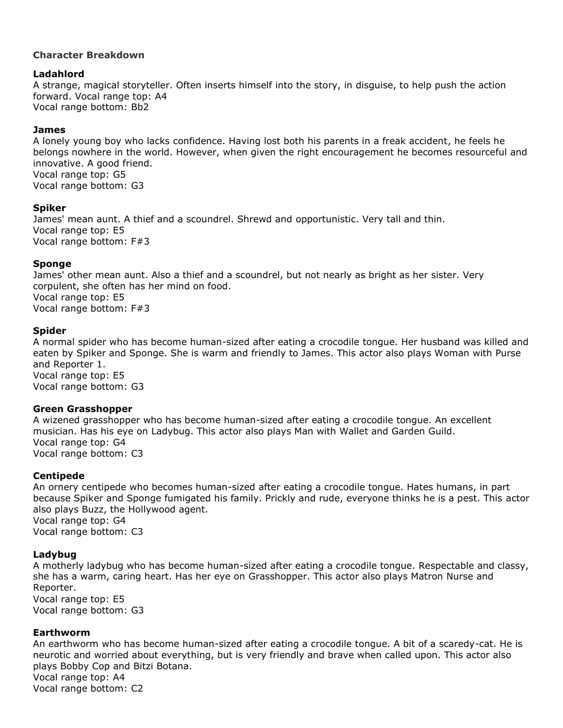**Character Breakdown**

**Ladahlord**
A strange, magical storyteller. Often inserts himself into the story, in disguise, to help push the action forward. Vocal range top: A4
Vocal range bottom: Bb2

**James**
A lonely young boy who lacks confidence. Having lost both his parents in a freak accident, he feels he belongs nowhere in the world. However, when given the right encouragement he becomes resourceful and innovative. A good friend.
Vocal range top: G5
Vocal range bottom: G3

**Spiker**
James' mean aunt. A thief and a scoundrel. Shrewd and opportunistic. Very tall and thin.
Vocal range top: E5
Vocal range bottom: F#3

**Sponge**
James' other mean aunt. Also a thief and a scoundrel, but not nearly as bright as her sister. Very corpulent, she often has her mind on food.
Vocal range top: E5
Vocal range bottom: F#3

**Spider**
A normal spider who has become human-sized after eating a crocodile tongue. Her husband was killed and eaten by Spiker and Sponge. She is warm and friendly to James. This actor also plays Woman with Purse and Reporter 1.
Vocal range top: E5
Vocal range bottom: G3

**Green Grasshopper**
A wizened grasshopper who has become human-sized after eating a crocodile tongue. An excellent musician. Has his eye on Ladybug. This actor also plays Man with Wallet and Garden Guild.
Vocal range top: G4
Vocal range bottom: C3

**Centipede**
An ornery centipede who becomes human-sized after eating a crocodile tongue. Hates humans, in part because Spiker and Sponge fumigated his family. Prickly and rude, everyone thinks he is a pest. This actor also plays Buzz, the Hollywood agent.
Vocal range top: G4
Vocal range bottom: C3

**Ladybug**
A motherly ladybug who has become human-sized after eating a crocodile tongue. Respectable and classy, she has a warm, caring heart. Has her eye on Grasshopper. This actor also plays Matron Nurse and Reporter.
Vocal range top: E5
Vocal range bottom: G3

**Earthworm**
An earthworm who has become human-sized after eating a crocodile tongue. A bit of a scaredy-cat. He is neurotic and worried about everything, but is very friendly and brave when called upon. This actor also plays Bobby Cop and Bitzi Botana.
Vocal range top: A4
Vocal range bottom: C2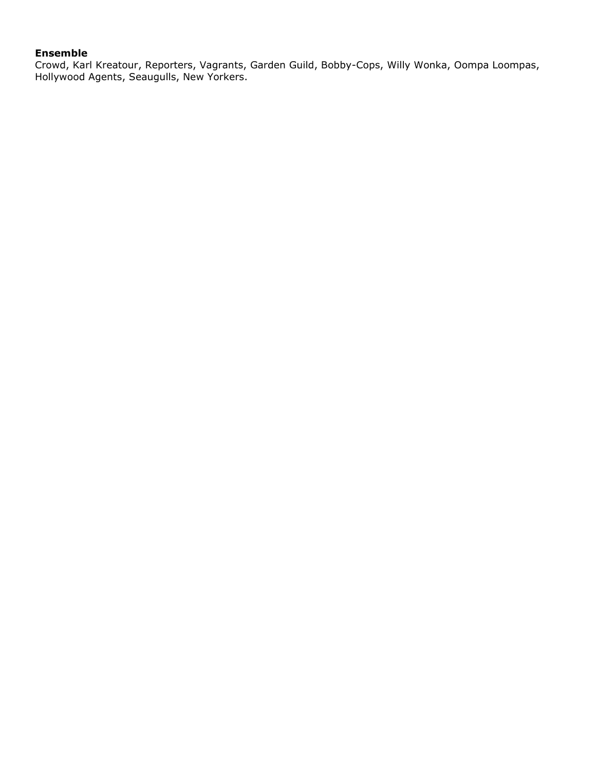**Ensemble**

Crowd, Karl Kreatour, Reporters, Vagrants, Garden Guild, Bobby-Cops, Willy Wonka, Oompa Loompas, Hollywood Agents, Seaugulls, New Yorkers.